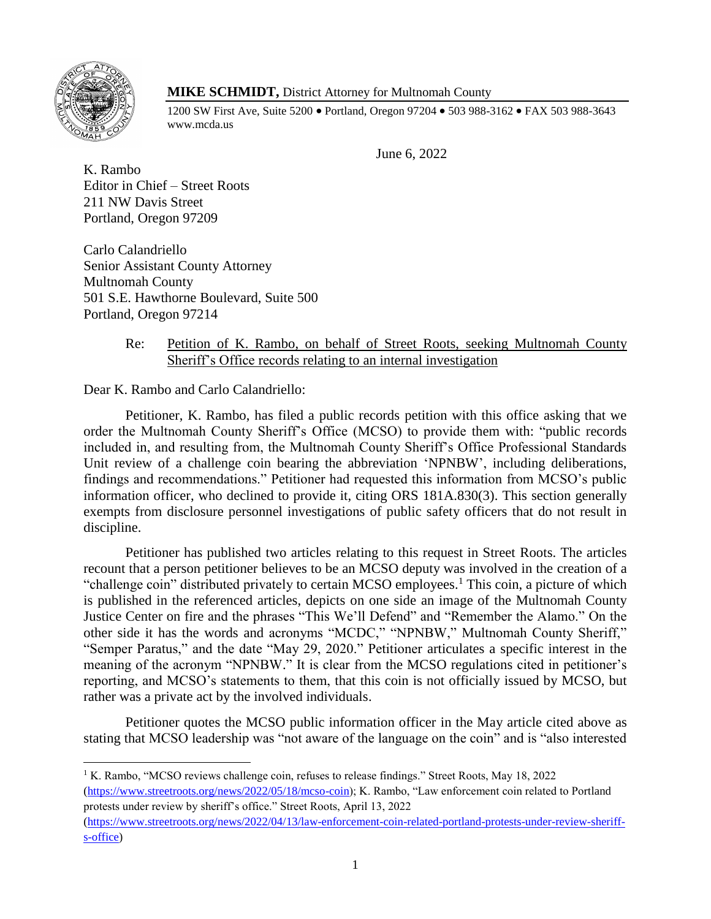**MIKE SCHMIDT,** District Attorney for Multnomah County

1200 SW First Ave, Suite 5200 • Portland, Oregon 97204 • 503 988-3162 • FAX 503 988-3643
www.mcda.us

June 6, 2022

K. Rambo
Editor in Chief – Street Roots
211 NW Davis Street
Portland, Oregon 97209

Carlo Calandriello
Senior Assistant County Attorney
Multnomah County
501 S.E. Hawthorne Boulevard, Suite 500
Portland, Oregon 97214

Re: Petition of K. Rambo, on behalf of Street Roots, seeking Multnomah County Sheriff's Office records relating to an internal investigation

Dear K. Rambo and Carlo Calandriello:

Petitioner, K. Rambo, has filed a public records petition with this office asking that we order the Multnomah County Sheriff's Office (MCSO) to provide them with: "public records included in, and resulting from, the Multnomah County Sheriff's Office Professional Standards Unit review of a challenge coin bearing the abbreviation 'NPNBW', including deliberations, findings and recommendations." Petitioner had requested this information from MCSO's public information officer, who declined to provide it, citing ORS 181A.830(3). This section generally exempts from disclosure personnel investigations of public safety officers that do not result in discipline.

Petitioner has published two articles relating to this request in Street Roots. The articles recount that a person petitioner believes to be an MCSO deputy was involved in the creation of a "challenge coin" distributed privately to certain MCSO employees.[1] This coin, a picture of which is published in the referenced articles, depicts on one side an image of the Multnomah County Justice Center on fire and the phrases "This We'll Defend" and "Remember the Alamo." On the other side it has the words and acronyms "MCDC," "NPNBW," Multnomah County Sheriff," "Semper Paratus," and the date "May 29, 2020." Petitioner articulates a specific interest in the meaning of the acronym "NPNBW." It is clear from the MCSO regulations cited in petitioner's reporting, and MCSO's statements to them, that this coin is not officially issued by MCSO, but rather was a private act by the involved individuals.

Petitioner quotes the MCSO public information officer in the May article cited above as stating that MCSO leadership was "not aware of the language on the coin" and is "also interested

---

[1] K. Rambo, "MCSO reviews challenge coin, refuses to release findings." Street Roots, May 18, 2022 (https://www.streetroots.org/news/2022/05/18/mcso-coin); K. Rambo, "Law enforcement coin related to Portland protests under review by sheriff's office." Street Roots, April 13, 2022 (https://www.streetroots.org/news/2022/04/13/law-enforcement-coin-related-portland-protests-under-review-sheriff-s-office)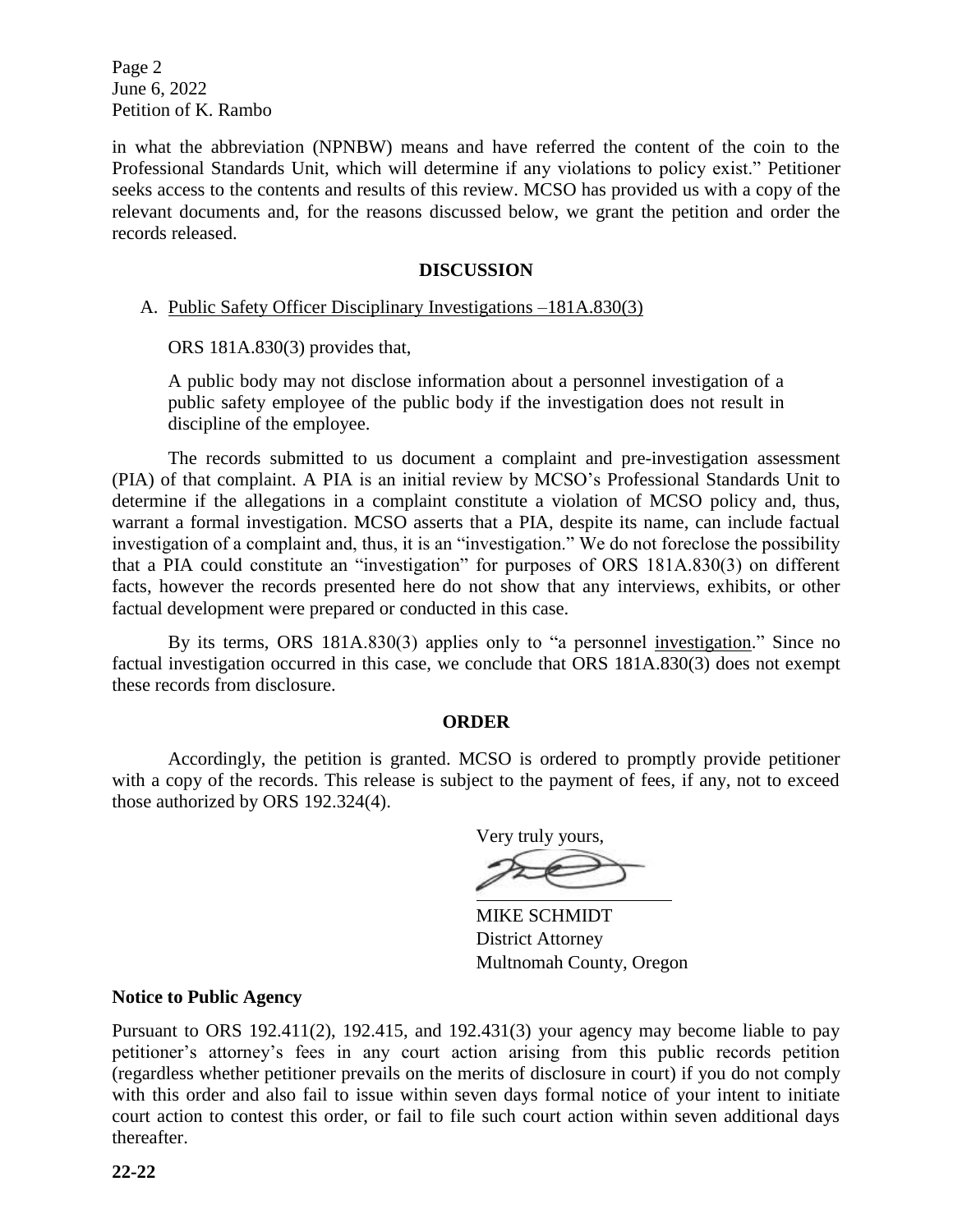in what the abbreviation (NPNBW) means and have referred the content of the coin to the Professional Standards Unit, which will determine if any violations to policy exist." Petitioner seeks access to the contents and results of this review. MCSO has provided us with a copy of the relevant documents and, for the reasons discussed below, we grant the petition and order the records released.

## DISCUSSION

A. Public Safety Officer Disciplinary Investigations –181A.830(3)

ORS 181A.830(3) provides that,

> A public body may not disclose information about a personnel investigation of a public safety employee of the public body if the investigation does not result in discipline of the employee.

The records submitted to us document a complaint and pre-investigation assessment (PIA) of that complaint. A PIA is an initial review by MCSO's Professional Standards Unit to determine if the allegations in a complaint constitute a violation of MCSO policy and, thus, warrant a formal investigation. MCSO asserts that a PIA, despite its name, can include factual investigation of a complaint and, thus, it is an "investigation." We do not foreclose the possibility that a PIA could constitute an "investigation" for purposes of ORS 181A.830(3) on different facts, however the records presented here do not show that any interviews, exhibits, or other factual development were prepared or conducted in this case.

By its terms, ORS 181A.830(3) applies only to "a personnel investigation." Since no factual investigation occurred in this case, we conclude that ORS 181A.830(3) does not exempt these records from disclosure.

## ORDER

Accordingly, the petition is granted. MCSO is ordered to promptly provide petitioner with a copy of the records. This release is subject to the payment of fees, if any, not to exceed those authorized by ORS 192.324(4).

Very truly yours,

MIKE SCHMIDT
District Attorney
Multnomah County, Oregon

**Notice to Public Agency**

Pursuant to ORS 192.411(2), 192.415, and 192.431(3) your agency may become liable to pay petitioner's attorney's fees in any court action arising from this public records petition (regardless whether petitioner prevails on the merits of disclosure in court) if you do not comply with this order and also fail to issue within seven days formal notice of your intent to initiate court action to contest this order, or fail to file such court action within seven additional days thereafter.

**22-22**